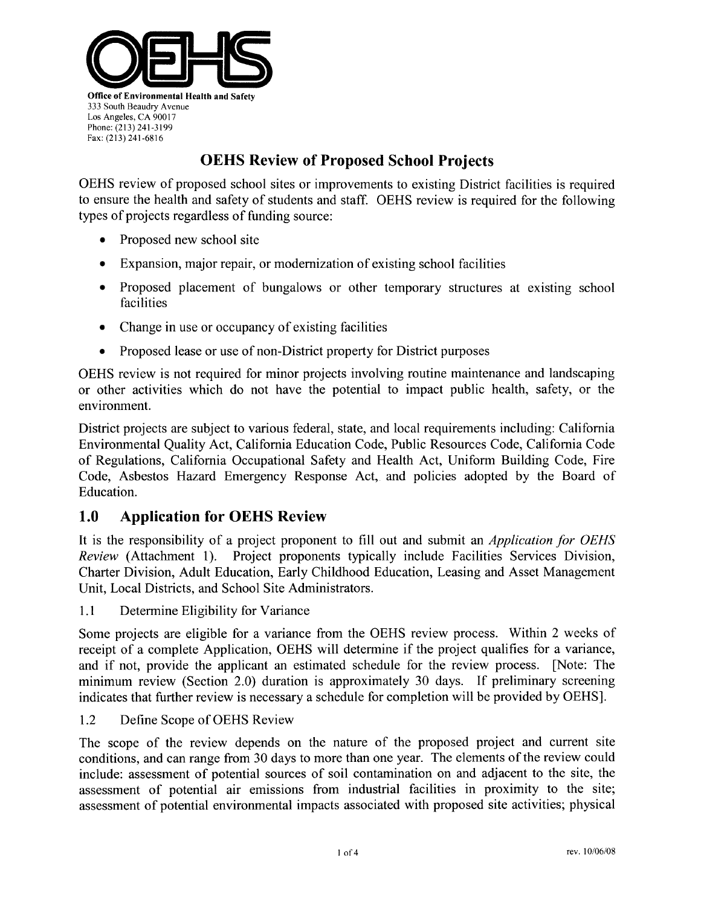**Office of Environmental Health and Safety**
333 South Beaudry Avenue
Los Angeles, CA 90017
Phone: (213) 241-3199
Fax: (213) 241-6816

# OEHS Review of Proposed School Projects

OEHS review of proposed school sites or improvements to existing District facilities is required to ensure the health and safety of students and staff. OEHS review is required for the following types of projects regardless of funding source:

- Proposed new school site
- Expansion, major repair, or modernization of existing school facilities
- Proposed placement of bungalows or other temporary structures at existing school facilities
- Change in use or occupancy of existing facilities
- Proposed lease or use of non-District property for District purposes

OEHS review is not required for minor projects involving routine maintenance and landscaping or other activities which do not have the potential to impact public health, safety, or the environment.

District projects are subject to various federal, state, and local requirements including: California Environmental Quality Act, California Education Code, Public Resources Code, California Code of Regulations, California Occupational Safety and Health Act, Uniform Building Code, Fire Code, Asbestos Hazard Emergency Response Act, and policies adopted by the Board of Education.

## 1.0 Application for OEHS Review

It is the responsibility of a project proponent to fill out and submit an *Application for OEHS Review* (Attachment 1). Project proponents typically include Facilities Services Division, Charter Division, Adult Education, Early Childhood Education, Leasing and Asset Management Unit, Local Districts, and School Site Administrators.

### 1.1 Determine Eligibility for Variance

Some projects are eligible for a variance from the OEHS review process. Within 2 weeks of receipt of a complete Application, OEHS will determine if the project qualifies for a variance, and if not, provide the applicant an estimated schedule for the review process. [Note: The minimum review (Section 2.0) duration is approximately 30 days. If preliminary screening indicates that further review is necessary a schedule for completion will be provided by OEHS].

### 1.2 Define Scope of OEHS Review

The scope of the review depends on the nature of the proposed project and current site conditions, and can range from 30 days to more than one year. The elements of the review could include: assessment of potential sources of soil contamination on and adjacent to the site, the assessment of potential air emissions from industrial facilities in proximity to the site; assessment of potential environmental impacts associated with proposed site activities; physical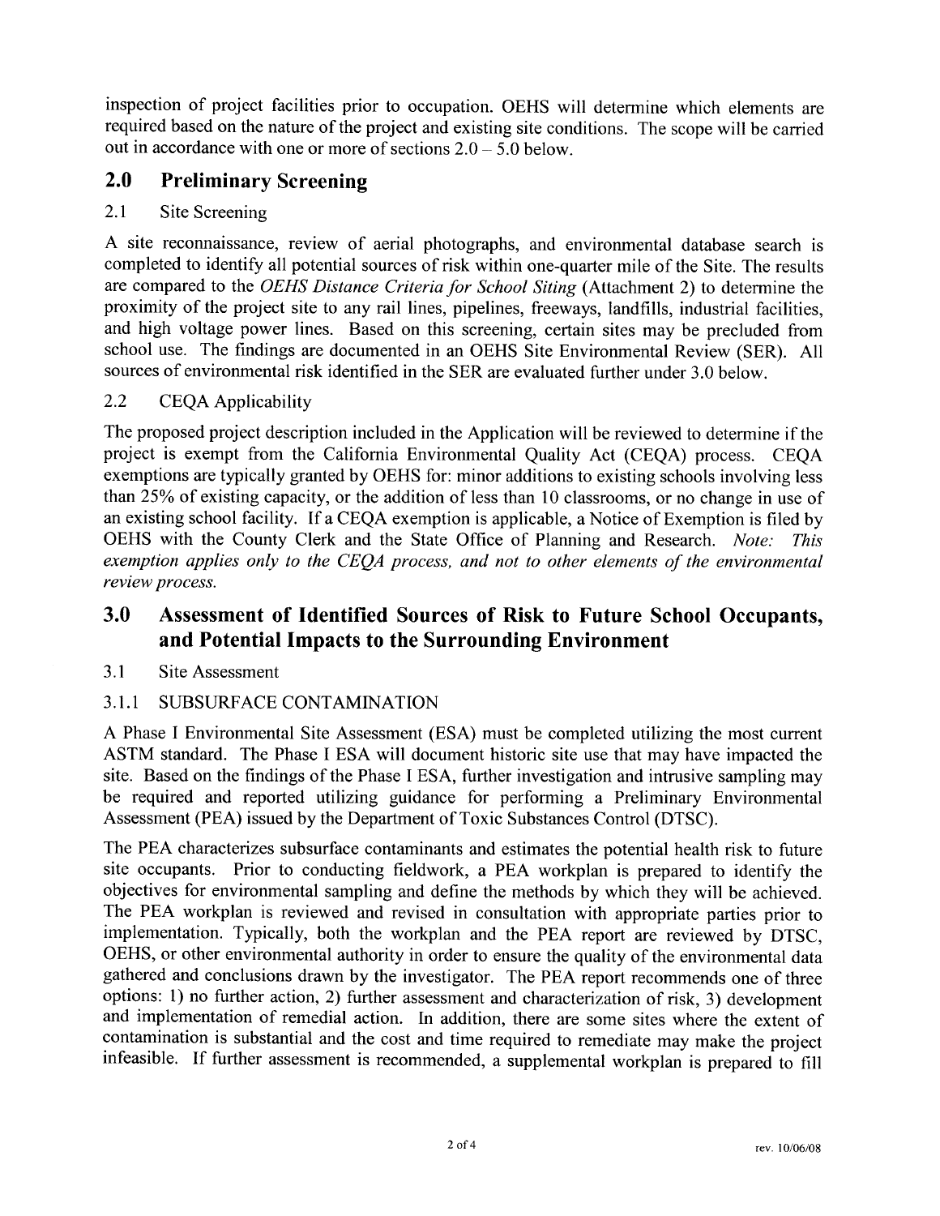inspection of project facilities prior to occupation. OEHS will determine which elements are required based on the nature of the project and existing site conditions. The scope will be carried out in accordance with one or more of sections 2.0 – 5.0 below.

## 2.0 Preliminary Screening

### 2.1 Site Screening

A site reconnaissance, review of aerial photographs, and environmental database search is completed to identify all potential sources of risk within one-quarter mile of the Site. The results are compared to the *OEHS Distance Criteria for School Siting* (Attachment 2) to determine the proximity of the project site to any rail lines, pipelines, freeways, landfills, industrial facilities, and high voltage power lines. Based on this screening, certain sites may be precluded from school use. The findings are documented in an OEHS Site Environmental Review (SER). All sources of environmental risk identified in the SER are evaluated further under 3.0 below.

### 2.2 CEQA Applicability

The proposed project description included in the Application will be reviewed to determine if the project is exempt from the California Environmental Quality Act (CEQA) process. CEQA exemptions are typically granted by OEHS for: minor additions to existing schools involving less than 25% of existing capacity, or the addition of less than 10 classrooms, or no change in use of an existing school facility. If a CEQA exemption is applicable, a Notice of Exemption is filed by OEHS with the County Clerk and the State Office of Planning and Research. *Note: This exemption applies only to the CEQA process, and not to other elements of the environmental review process.*

## 3.0 Assessment of Identified Sources of Risk to Future School Occupants, and Potential Impacts to the Surrounding Environment

### 3.1 Site Assessment

#### 3.1.1 SUBSURFACE CONTAMINATION

A Phase I Environmental Site Assessment (ESA) must be completed utilizing the most current ASTM standard. The Phase I ESA will document historic site use that may have impacted the site. Based on the findings of the Phase I ESA, further investigation and intrusive sampling may be required and reported utilizing guidance for performing a Preliminary Environmental Assessment (PEA) issued by the Department of Toxic Substances Control (DTSC).

The PEA characterizes subsurface contaminants and estimates the potential health risk to future site occupants. Prior to conducting fieldwork, a PEA workplan is prepared to identify the objectives for environmental sampling and define the methods by which they will be achieved. The PEA workplan is reviewed and revised in consultation with appropriate parties prior to implementation. Typically, both the workplan and the PEA report are reviewed by DTSC, OEHS, or other environmental authority in order to ensure the quality of the environmental data gathered and conclusions drawn by the investigator. The PEA report recommends one of three options: 1) no further action, 2) further assessment and characterization of risk, 3) development and implementation of remedial action. In addition, there are some sites where the extent of contamination is substantial and the cost and time required to remediate may make the project infeasible. If further assessment is recommended, a supplemental workplan is prepared to fill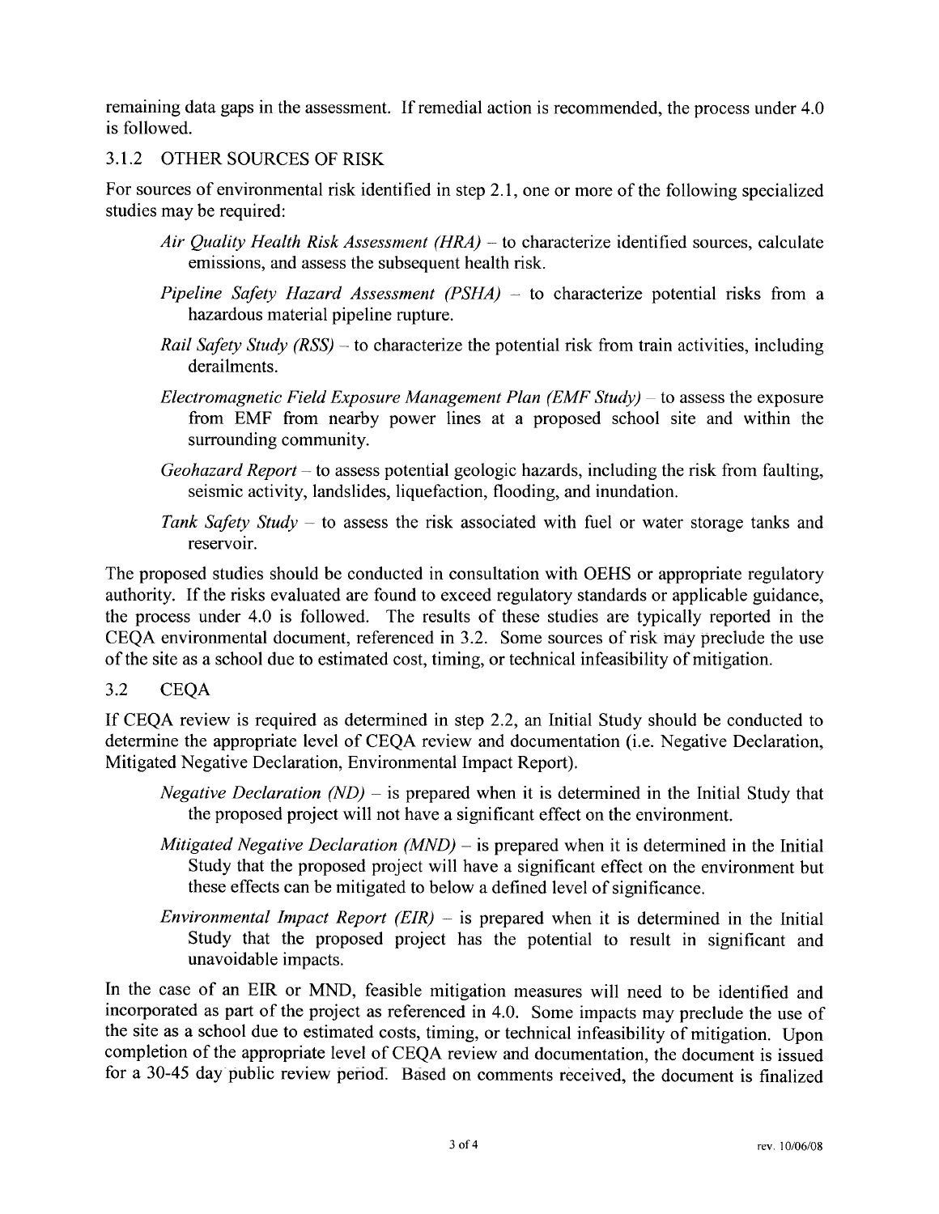remaining data gaps in the assessment. If remedial action is recommended, the process under 4.0 is followed.

### 3.1.2 OTHER SOURCES OF RISK

For sources of environmental risk identified in step 2.1, one or more of the following specialized studies may be required:

*Air Quality Health Risk Assessment (HRA)* – to characterize identified sources, calculate emissions, and assess the subsequent health risk.

*Pipeline Safety Hazard Assessment (PSHA)* – to characterize potential risks from a hazardous material pipeline rupture.

*Rail Safety Study (RSS)* – to characterize the potential risk from train activities, including derailments.

*Electromagnetic Field Exposure Management Plan (EMF Study)* – to assess the exposure from EMF from nearby power lines at a proposed school site and within the surrounding community.

*Geohazard Report* – to assess potential geologic hazards, including the risk from faulting, seismic activity, landslides, liquefaction, flooding, and inundation.

*Tank Safety Study* – to assess the risk associated with fuel or water storage tanks and reservoir.

The proposed studies should be conducted in consultation with OEHS or appropriate regulatory authority. If the risks evaluated are found to exceed regulatory standards or applicable guidance, the process under 4.0 is followed. The results of these studies are typically reported in the CEQA environmental document, referenced in 3.2. Some sources of risk may preclude the use of the site as a school due to estimated cost, timing, or technical infeasibility of mitigation.

## 3.2 CEQA

If CEQA review is required as determined in step 2.2, an Initial Study should be conducted to determine the appropriate level of CEQA review and documentation (i.e. Negative Declaration, Mitigated Negative Declaration, Environmental Impact Report).

*Negative Declaration (ND)* – is prepared when it is determined in the Initial Study that the proposed project will not have a significant effect on the environment.

*Mitigated Negative Declaration (MND)* – is prepared when it is determined in the Initial Study that the proposed project will have a significant effect on the environment but these effects can be mitigated to below a defined level of significance.

*Environmental Impact Report (EIR)* – is prepared when it is determined in the Initial Study that the proposed project has the potential to result in significant and unavoidable impacts.

In the case of an EIR or MND, feasible mitigation measures will need to be identified and incorporated as part of the project as referenced in 4.0. Some impacts may preclude the use of the site as a school due to estimated costs, timing, or technical infeasibility of mitigation. Upon completion of the appropriate level of CEQA review and documentation, the document is issued for a 30-45 day public review period. Based on comments received, the document is finalized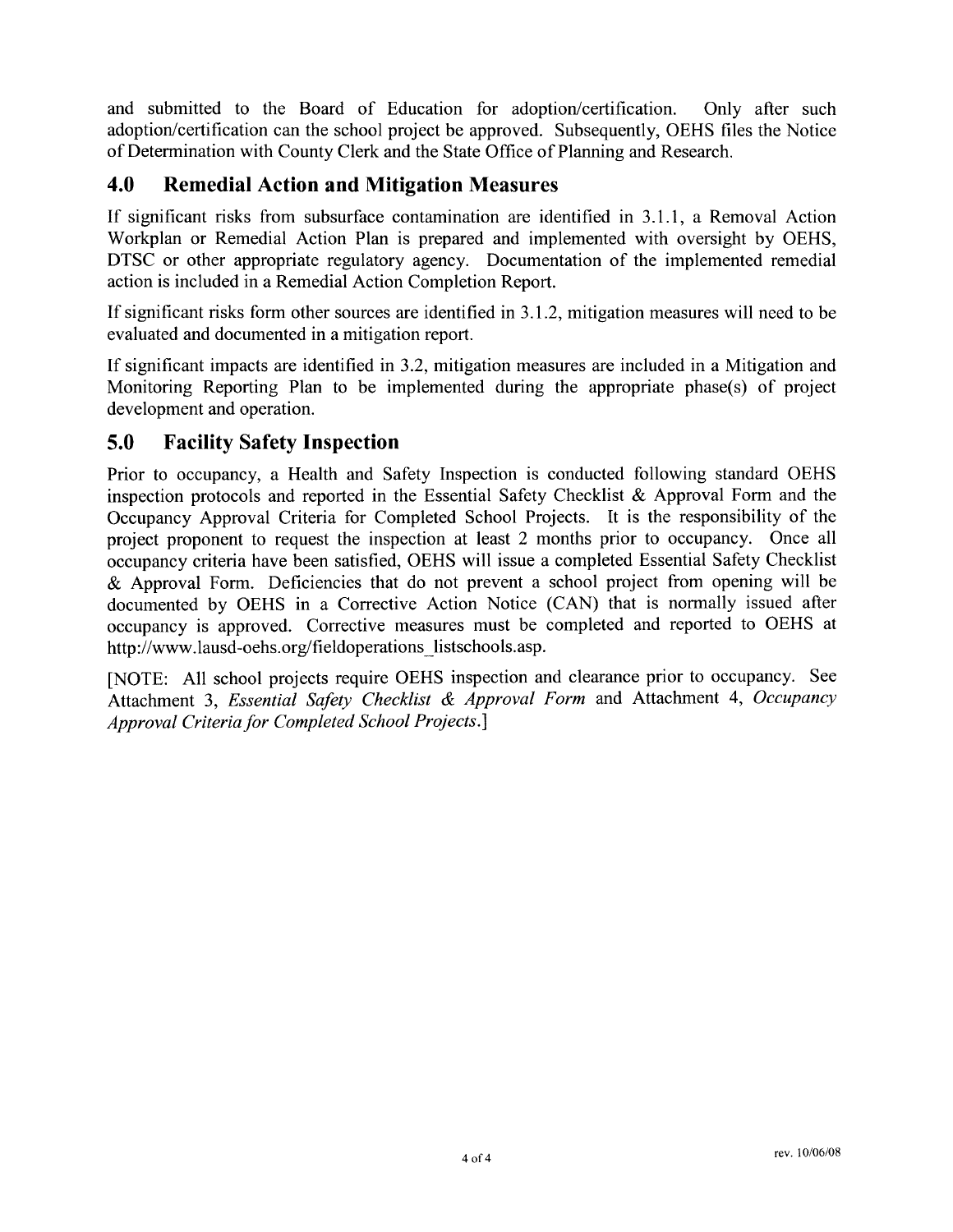and submitted to the Board of Education for adoption/certification. Only after such adoption/certification can the school project be approved. Subsequently, OEHS files the Notice of Determination with County Clerk and the State Office of Planning and Research.

## 4.0 Remedial Action and Mitigation Measures

If significant risks from subsurface contamination are identified in 3.1.1, a Removal Action Workplan or Remedial Action Plan is prepared and implemented with oversight by OEHS, DTSC or other appropriate regulatory agency. Documentation of the implemented remedial action is included in a Remedial Action Completion Report.

If significant risks form other sources are identified in 3.1.2, mitigation measures will need to be evaluated and documented in a mitigation report.

If significant impacts are identified in 3.2, mitigation measures are included in a Mitigation and Monitoring Reporting Plan to be implemented during the appropriate phase(s) of project development and operation.

## 5.0 Facility Safety Inspection

Prior to occupancy, a Health and Safety Inspection is conducted following standard OEHS inspection protocols and reported in the Essential Safety Checklist & Approval Form and the Occupancy Approval Criteria for Completed School Projects. It is the responsibility of the project proponent to request the inspection at least 2 months prior to occupancy. Once all occupancy criteria have been satisfied, OEHS will issue a completed Essential Safety Checklist & Approval Form. Deficiencies that do not prevent a school project from opening will be documented by OEHS in a Corrective Action Notice (CAN) that is normally issued after occupancy is approved. Corrective measures must be completed and reported to OEHS at http://www.lausd-oehs.org/fieldoperations_listschools.asp.

[NOTE: All school projects require OEHS inspection and clearance prior to occupancy. See Attachment 3, *Essential Safety Checklist & Approval Form* and Attachment 4, *Occupancy Approval Criteria for Completed School Projects*.]

rev. 10/06/08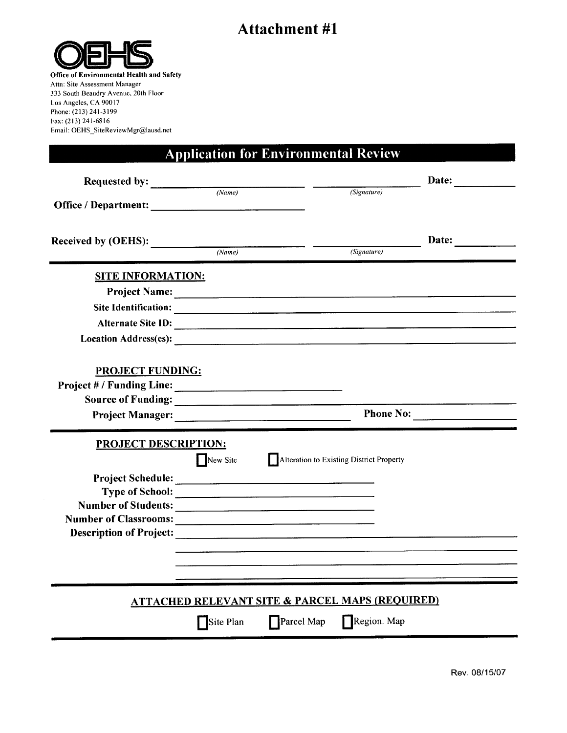# Attachment #1

**OEHS**

**Office of Environmental Health and Safety**
Attn: Site Assessment Manager
333 South Beaudry Avenue, 20th Floor
Los Angeles, CA 90017
Phone: (213) 241-3199
Fax: (213) 241-6816
Email: OEHS_SiteReviewMgr@lausd.net

## Application for Environmental Review

**Requested by:** ____________________ ____________________ **Date:** __________
*(Name)* *(Signature)*

**Office / Department:** ____________________

**Received by (OEHS):** ____________________ ____________________ **Date:** __________
*(Name)* *(Signature)*

---

**SITE INFORMATION:**

**Project Name:** ____________________

**Site Identification:** ____________________

**Alternate Site ID:** ____________________

**Location Address(es):** ____________________

**PROJECT FUNDING:**

**Project # / Funding Line:** ____________________

**Source of Funding:** ____________________

**Project Manager:** ____________________ **Phone No:** ____________________

---

**PROJECT DESCRIPTION:**

☐ New Site ☐ Alteration to Existing District Property

**Project Schedule:** ____________________

**Type of School:** ____________________

**Number of Students:** ____________________

**Number of Classrooms:** ____________________

**Description of Project:** ____________________

____________________

____________________

____________________

---

**ATTACHED RELEVANT SITE & PARCEL MAPS (REQUIRED)**

☐ Site Plan ☐ Parcel Map ☐ Region. Map

---

Rev. 08/15/07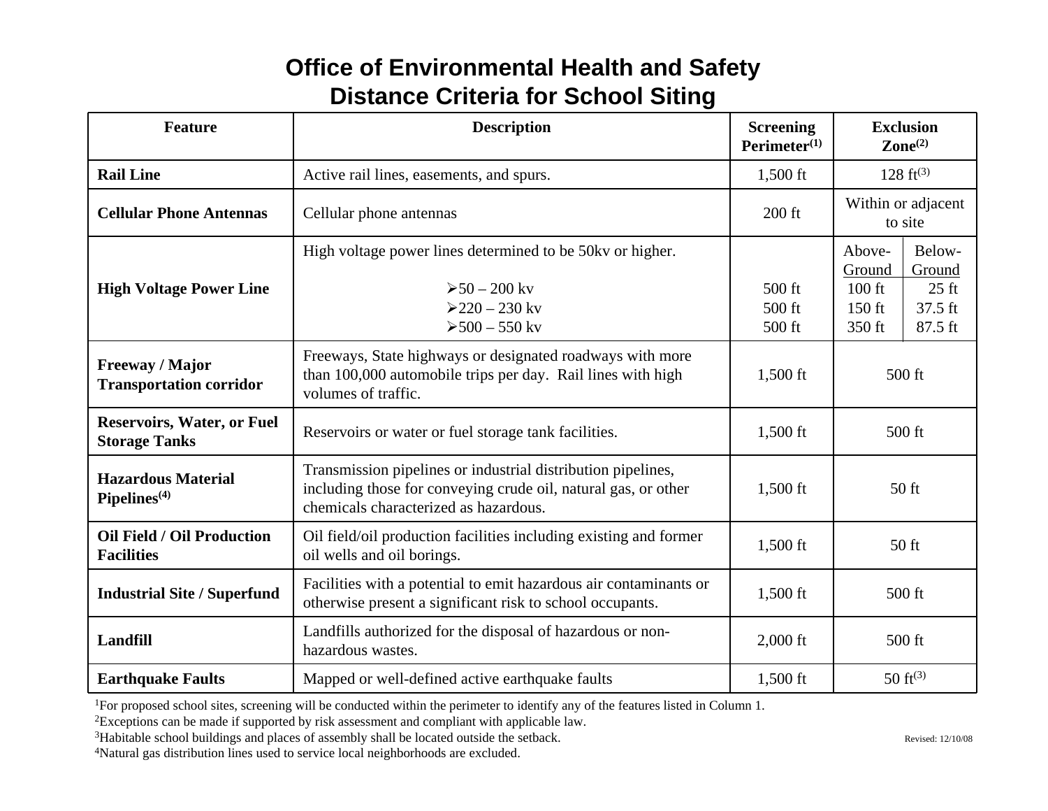# Office of Environmental Health and Safety
# Distance Criteria for School Siting

| Feature | Description | Screening Perimeter[1] | Exclusion Zone[2] | |
|---|---|---|---|---|
| **Rail Line** | Active rail lines, easements, and spurs. | 1,500 ft | 128 ft[3] | |
| **Cellular Phone Antennas** | Cellular phone antennas | 200 ft | Within or adjacent to site | |
| **High Voltage Power Line** | High voltage power lines determined to be 50kv or higher. | | Above-Ground | Below-Ground |
| | ➢50 – 200 kv | 500 ft | 100 ft | 25 ft |
| | ➢220 – 230 kv | 500 ft | 150 ft | 37.5 ft |
| | ➢500 – 550 kv | 500 ft | 350 ft | 87.5 ft |
| **Freeway / Major Transportation corridor** | Freeways, State highways or designated roadways with more than 100,000 automobile trips per day. Rail lines with high volumes of traffic. | 1,500 ft | 500 ft | |
| **Reservoirs, Water, or Fuel Storage Tanks** | Reservoirs or water or fuel storage tank facilities. | 1,500 ft | 500 ft | |
| **Hazardous Material Pipelines[4]** | Transmission pipelines or industrial distribution pipelines, including those for conveying crude oil, natural gas, or other chemicals characterized as hazardous. | 1,500 ft | 50 ft | |
| **Oil Field / Oil Production Facilities** | Oil field/oil production facilities including existing and former oil wells and oil borings. | 1,500 ft | 50 ft | |
| **Industrial Site / Superfund** | Facilities with a potential to emit hazardous air contaminants or otherwise present a significant risk to school occupants. | 1,500 ft | 500 ft | |
| **Landfill** | Landfills authorized for the disposal of hazardous or non-hazardous wastes. | 2,000 ft | 500 ft | |
| **Earthquake Faults** | Mapped or well-defined active earthquake faults | 1,500 ft | 50 ft[3] | |

[1]For proposed school sites, screening will be conducted within the perimeter to identify any of the features listed in Column 1.
[2]Exceptions can be made if supported by risk assessment and compliant with applicable law.
[3]Habitable school buildings and places of assembly shall be located outside the setback.
[4]Natural gas distribution lines used to service local neighborhoods are excluded.

Revised: 12/10/08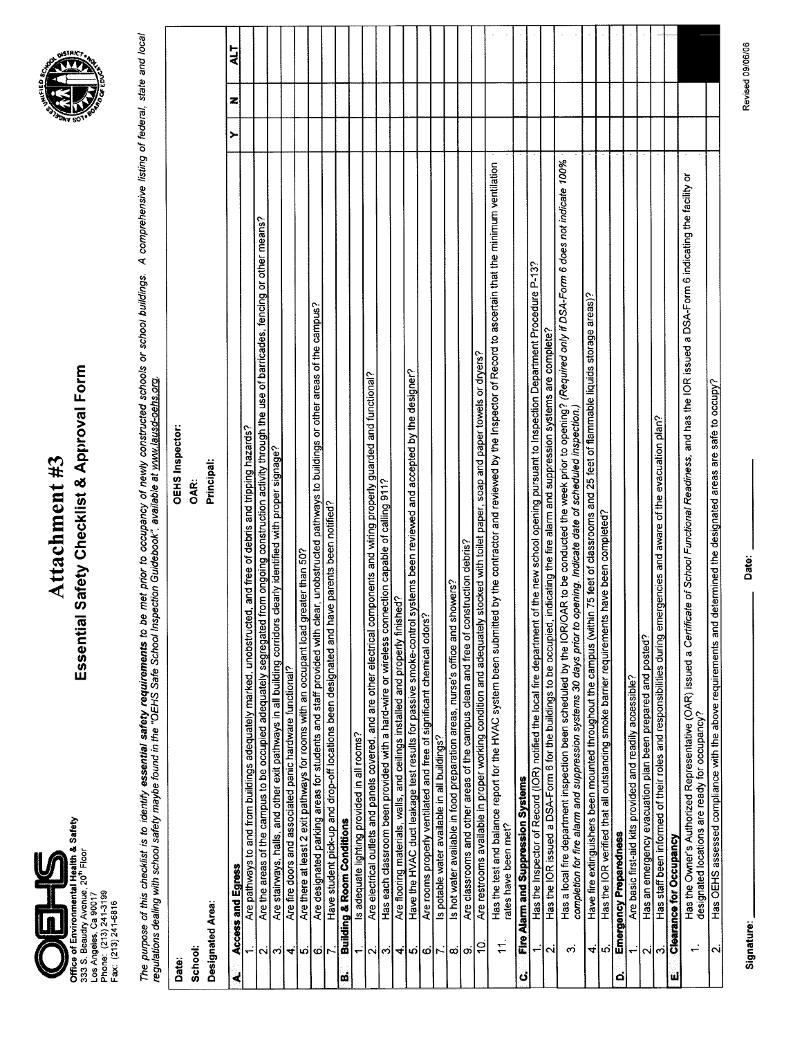**OEHS**

**Office of Environmental Health & Safety**
333 S. Beaudry Avenue, 20th Floor
Los Angeles, Ca 90017
Phone: (213) 241-3199
Fax: (213) 241-6816

# Attachment #3

## Essential Safety Checklist & Approval Form

*The purpose of this checklist is to identify **essential safety requirements** to be met prior to occupancy of newly constructed schools or school buildings. A comprehensive listing of federal, state and local regulations dealing with school safety maybe found in the "OEHS Safe School Inspection Guidebook", available at www.lausd-oehs.org.*

| | |
|---|---|
| **Date:** | **OEHS Inspector:** |
| **School:** | **OAR:** |
| **Designated Area:** | **Principal:** |

| | | Y | N | ALT |
|---|---|---|---|---|
| **A.** | **Access and Egress** | | | |
| 1. | Are pathways to and from buildings adequately marked, unobstructed, and free of debris and tripping hazards? | | | |
| 2. | Are the areas of the campus to be occupied adequately segregated from ongoing construction activity through the use of barricades, fencing or other means? | | | |
| 3. | Are stairways, halls, and other exit pathways in all building corridors clearly identified with proper signage? | | | |
| 4. | Are fire doors and associated panic hardware functional? | | | |
| 5. | Are there at least 2 exit pathways for rooms with an occupant load greater than 50? | | | |
| 6. | Are designated parking areas for students and staff provided with clear, unobstructed pathways to buildings or other areas of the campus? | | | |
| 7. | Have student pick-up and drop-off locations been designated and have parents been notified? | | | |
| **B.** | **Building & Room Conditions** | | | |
| 1. | Is adequate lighting provided in all rooms? | | | |
| 2. | Are electrical outlets and panels covered, and are other electrical components and wiring properly guarded and functional? | | | |
| 3. | Has each classroom been provided with a hard-wire or wireless connection capable of calling 911? | | | |
| 4. | Are flooring materials, walls, and ceilings installed and properly finished? | | | |
| 5. | Have the HVAC duct leakage test results for passive smoke-control systems been reviewed and accepted by the designer? | | | |
| 6. | Are rooms properly ventilated and free of significant chemical odors? | | | |
| 7. | Is potable water available in all buildings? | | | |
| 8. | Is hot water available in food preparation areas, nurse's office and showers? | | | |
| 9. | Are classrooms and other areas of the campus clean and free of construction debris? | | | |
| 10. | Are restrooms available in proper working condition and adequately stocked with toilet paper, soap and paper towels or dryers? | | | |
| 11. | Has the test and balance report for the HVAC system been submitted by the contractor and reviewed by the Inspector of Record to ascertain that the minimum ventilation rates have been met? | | | |
| **C.** | **Fire Alarm and Suppression Systems** | | | |
| 1. | Has the Inspector of Record (IOR) notified the local fire department of the new school opening pursuant to Inspection Department Procedure P-13? | | | |
| 2. | Has the IOR issued a DSA-Form 6 for the buildings to be occupied, indicating the fire alarm and suppression systems are complete? | | | |
| 3. | Has a local fire department inspection been scheduled by the IOR/OAR to be conducted the week prior to opening? *(Required only if DSA-Form 6 does not indicate 100% completion for fire alarm and suppression systems 30 days prior to opening. Indicate date of scheduled inspection.)* | | | |
| 4. | Have fire extinguishers been mounted throughout the campus (within 75 feet of classrooms and 25 feet of flammable liquids storage areas)? | | | |
| 5. | Has the IOR verified that all outstanding smoke barrier requirements have been completed? | | | |
| **D.** | **Emergency Preparedness** | | | |
| 1. | Are basic first-aid kits provided and readily accessible? | | | |
| 2. | Has an emergency evacuation plan been prepared and posted? | | | |
| 3. | Has staff been informed of their roles and responsibilities during emergencies and aware of the evacuation plan? | | | |
| **E.** | **Clearance for Occupancy** | | | |
| 1. | Has the Owner's Authorized Representative (OAR) issued a *Certificate of School Functional Readiness*, and has the IOR issued a DSA-Form 6 indicating the facility or designated locations are ready for occupancy? | | | |
| 2. | Has OEHS assessed compliance with the above requirements and determined the designated areas are safe to occupy? | | | |

Signature: ______________________ Date: ______________________

Revised 09/06/06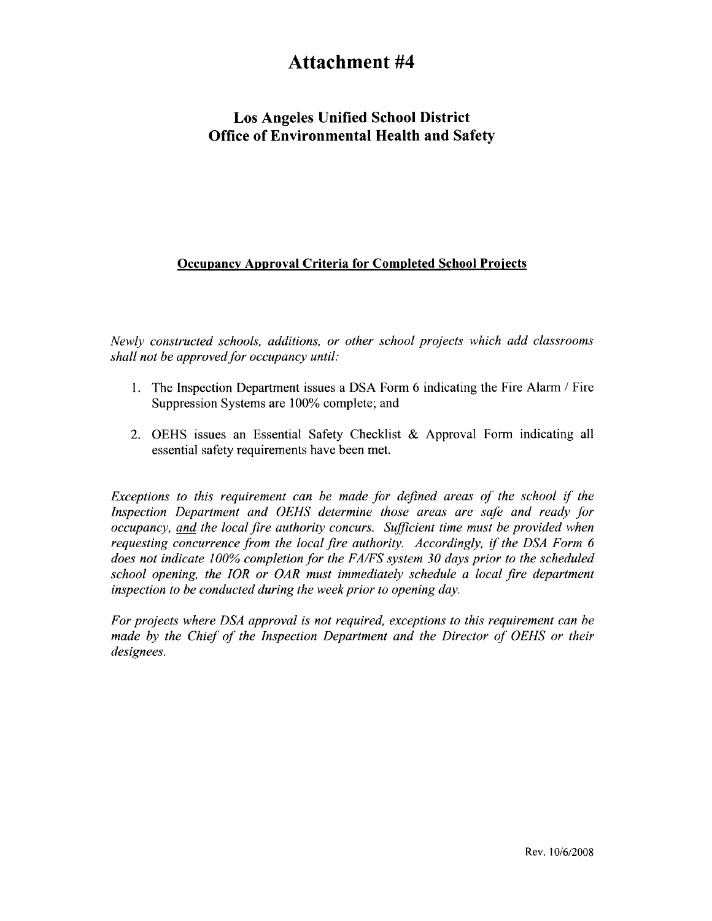# Attachment #4

## Los Angeles Unified School District
## Office of Environmental Health and Safety

**Occupancy Approval Criteria for Completed School Projects**

*Newly constructed schools, additions, or other school projects which add classrooms shall not be approved for occupancy until:*

1. The Inspection Department issues a DSA Form 6 indicating the Fire Alarm / Fire Suppression Systems are 100% complete; and
2. OEHS issues an Essential Safety Checklist & Approval Form indicating all essential safety requirements have been met.

*Exceptions to this requirement can be made for defined areas of the school if the Inspection Department and OEHS determine those areas are safe and ready for occupancy, and the local fire authority concurs. Sufficient time must be provided when requesting concurrence from the local fire authority. Accordingly, if the DSA Form 6 does not indicate 100% completion for the FA/FS system 30 days prior to the scheduled school opening, the IOR or OAR must immediately schedule a local fire department inspection to be conducted during the week prior to opening day.*

*For projects where DSA approval is not required, exceptions to this requirement can be made by the Chief of the Inspection Department and the Director of OEHS or their designees.*

Rev. 10/6/2008